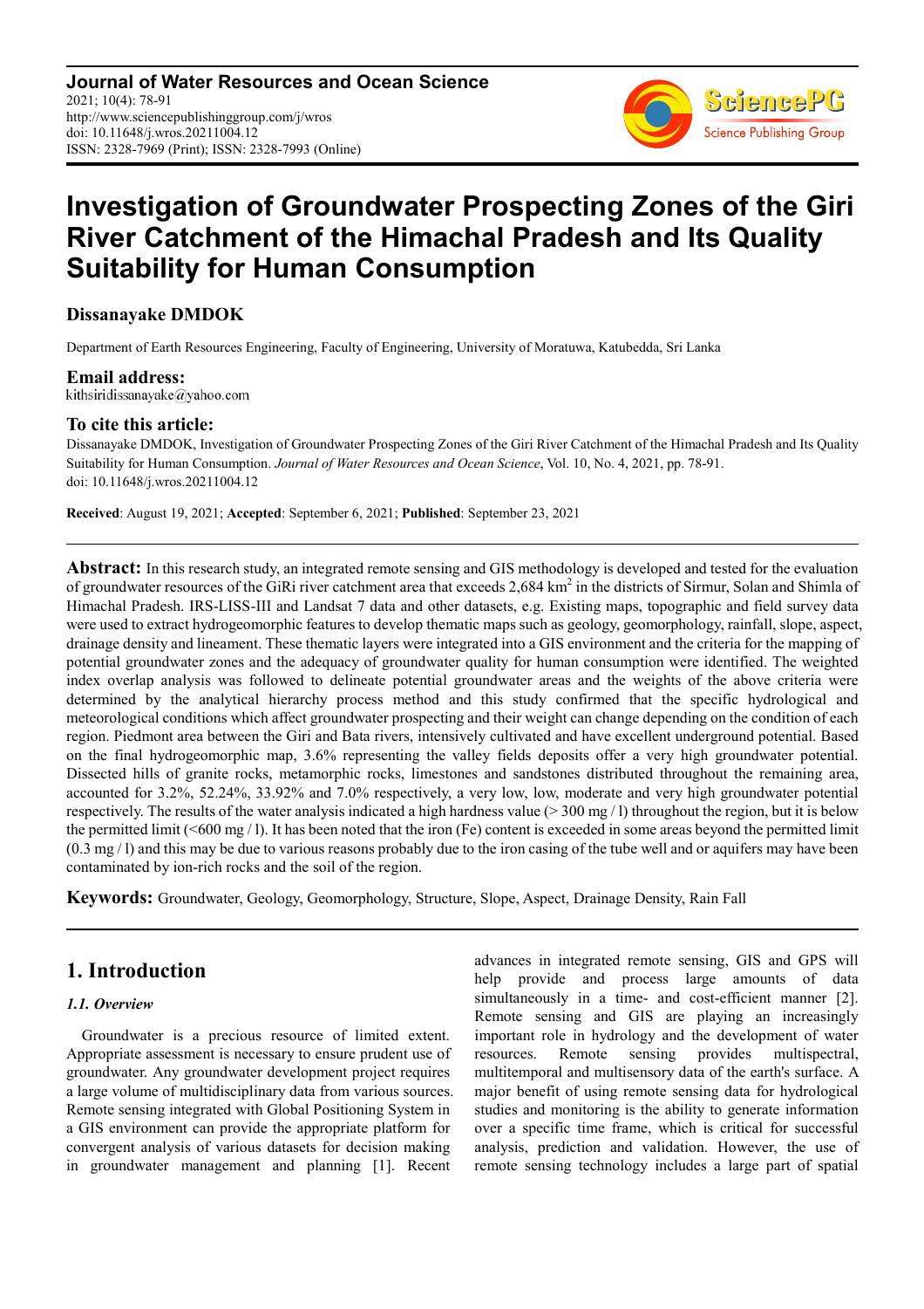# Investigation of Groundwater Prospecting Zones of the Giri River Catchment of the Himachal Pradesh and Its Quality Suitability for Human Consumption

**Dissanayake DMDOK**

Department of Earth Resources Engineering, Faculty of Engineering, University of Moratuwa, Katubedda, Sri Lanka

**Email address:**

kithsiridissanayake@yahoo.com

**To cite this article:**

Dissanayake DMDOK, Investigation of Groundwater Prospecting Zones of the Giri River Catchment of the Himachal Pradesh and Its Quality Suitability for Human Consumption. *Journal of Water Resources and Ocean Science*, Vol. 10, No. 4, 2021, pp. 78-91. doi: 10.11648/j.wros.20211004.12

**Received**: August 19, 2021; **Accepted**: September 6, 2021; **Published**: September 23, 2021

---

**Abstract:** In this research study, an integrated remote sensing and GIS methodology is developed and tested for the evaluation of groundwater resources of the GiRi river catchment area that exceeds 2,684 km$^2$ in the districts of Sirmur, Solan and Shimla of Himachal Pradesh. IRS-LISS-III and Landsat 7 data and other datasets, e.g. Existing maps, topographic and field survey data were used to extract hydrogeomorphic features to develop thematic maps such as geology, geomorphology, rainfall, slope, aspect, drainage density and lineament. These thematic layers were integrated into a GIS environment and the criteria for the mapping of potential groundwater zones and the adequacy of groundwater quality for human consumption were identified. The weighted index overlap analysis was followed to delineate potential groundwater areas and the weights of the above criteria were determined by the analytical hierarchy process method and this study confirmed that the specific hydrological and meteorological conditions which affect groundwater prospecting and their weight can change depending on the condition of each region. Piedmont area between the Giri and Bata rivers, intensively cultivated and have excellent underground potential. Based on the final hydrogeomorphic map, 3.6% representing the valley fields deposits offer a very high groundwater potential. Dissected hills of granite rocks, metamorphic rocks, limestones and sandstones distributed throughout the remaining area, accounted for 3.2%, 52.24%, 33.92% and 7.0% respectively, a very low, low, moderate and very high groundwater potential respectively. The results of the water analysis indicated a high hardness value (> 300 mg / l) throughout the region, but it is below the permitted limit (<600 mg / l). It has been noted that the iron (Fe) content is exceeded in some areas beyond the permitted limit (0.3 mg / l) and this may be due to various reasons probably due to the iron casing of the tube well and or aquifers may have been contaminated by ion-rich rocks and the soil of the region.

**Keywords:** Groundwater, Geology, Geomorphology, Structure, Slope, Aspect, Drainage Density, Rain Fall

---

## 1. Introduction

### *1.1. Overview*

Groundwater is a precious resource of limited extent. Appropriate assessment is necessary to ensure prudent use of groundwater. Any groundwater development project requires a large volume of multidisciplinary data from various sources. Remote sensing integrated with Global Positioning System in a GIS environment can provide the appropriate platform for convergent analysis of various datasets for decision making in groundwater management and planning [1]. Recent advances in integrated remote sensing, GIS and GPS will help provide and process large amounts of data simultaneously in a time- and cost-efficient manner [2]. Remote sensing and GIS are playing an increasingly important role in hydrology and the development of water resources. Remote sensing provides multispectral, multitemporal and multisensory data of the earth's surface. A major benefit of using remote sensing data for hydrological studies and monitoring is the ability to generate information over a specific time frame, which is critical for successful analysis, prediction and validation. However, the use of remote sensing technology includes a large part of spatial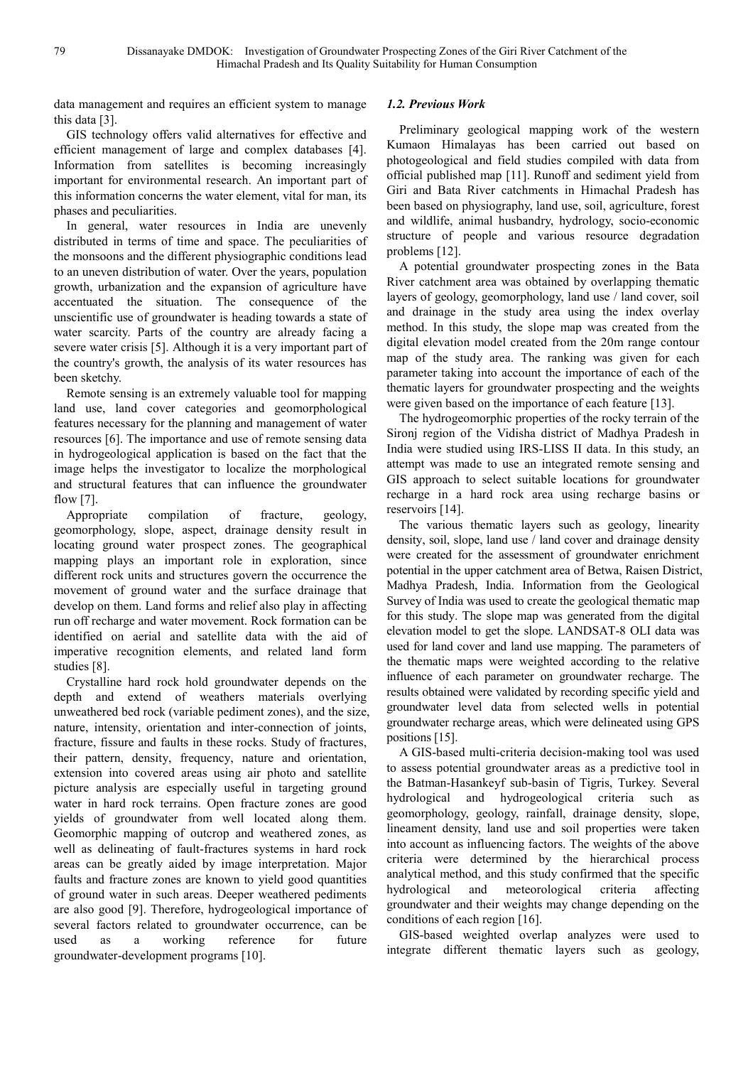data management and requires an efficient system to manage this data [3].

GIS technology offers valid alternatives for effective and efficient management of large and complex databases [4]. Information from satellites is becoming increasingly important for environmental research. An important part of this information concerns the water element, vital for man, its phases and peculiarities.

In general, water resources in India are unevenly distributed in terms of time and space. The peculiarities of the monsoons and the different physiographic conditions lead to an uneven distribution of water. Over the years, population growth, urbanization and the expansion of agriculture have accentuated the situation. The consequence of the unscientific use of groundwater is heading towards a state of water scarcity. Parts of the country are already facing a severe water crisis [5]. Although it is a very important part of the country's growth, the analysis of its water resources has been sketchy.

Remote sensing is an extremely valuable tool for mapping land use, land cover categories and geomorphological features necessary for the planning and management of water resources [6]. The importance and use of remote sensing data in hydrogeological application is based on the fact that the image helps the investigator to localize the morphological and structural features that can influence the groundwater flow [7].

Appropriate compilation of fracture, geology, geomorphology, slope, aspect, drainage density result in locating ground water prospect zones. The geographical mapping plays an important role in exploration, since different rock units and structures govern the occurrence the movement of ground water and the surface drainage that develop on them. Land forms and relief also play in affecting run off recharge and water movement. Rock formation can be identified on aerial and satellite data with the aid of imperative recognition elements, and related land form studies [8].

Crystalline hard rock hold groundwater depends on the depth and extend of weathers materials overlying unweathered bed rock (variable pediment zones), and the size, nature, intensity, orientation and inter-connection of joints, fracture, fissure and faults in these rocks. Study of fractures, their pattern, density, frequency, nature and orientation, extension into covered areas using air photo and satellite picture analysis are especially useful in targeting ground water in hard rock terrains. Open fracture zones are good yields of groundwater from well located along them. Geomorphic mapping of outcrop and weathered zones, as well as delineating of fault-fractures systems in hard rock areas can be greatly aided by image interpretation. Major faults and fracture zones are known to yield good quantities of ground water in such areas. Deeper weathered pediments are also good [9]. Therefore, hydrogeological importance of several factors related to groundwater occurrence, can be used as a working reference for future groundwater-development programs [10].

### *1.2. Previous Work*

Preliminary geological mapping work of the western Kumaon Himalayas has been carried out based on photogeological and field studies compiled with data from official published map [11]. Runoff and sediment yield from Giri and Bata River catchments in Himachal Pradesh has been based on physiography, land use, soil, agriculture, forest and wildlife, animal husbandry, hydrology, socio-economic structure of people and various resource degradation problems [12].

A potential groundwater prospecting zones in the Bata River catchment area was obtained by overlapping thematic layers of geology, geomorphology, land use / land cover, soil and drainage in the study area using the index overlay method. In this study, the slope map was created from the digital elevation model created from the 20m range contour map of the study area. The ranking was given for each parameter taking into account the importance of each of the thematic layers for groundwater prospecting and the weights were given based on the importance of each feature [13].

The hydrogeomorphic properties of the rocky terrain of the Sironj region of the Vidisha district of Madhya Pradesh in India were studied using IRS-LISS II data. In this study, an attempt was made to use an integrated remote sensing and GIS approach to select suitable locations for groundwater recharge in a hard rock area using recharge basins or reservoirs [14].

The various thematic layers such as geology, linearity density, soil, slope, land use / land cover and drainage density were created for the assessment of groundwater enrichment potential in the upper catchment area of Betwa, Raisen District, Madhya Pradesh, India. Information from the Geological Survey of India was used to create the geological thematic map for this study. The slope map was generated from the digital elevation model to get the slope. LANDSAT-8 OLI data was used for land cover and land use mapping. The parameters of the thematic maps were weighted according to the relative influence of each parameter on groundwater recharge. The results obtained were validated by recording specific yield and groundwater level data from selected wells in potential groundwater recharge areas, which were delineated using GPS positions [15].

A GIS-based multi-criteria decision-making tool was used to assess potential groundwater areas as a predictive tool in the Batman-Hasankeyf sub-basin of Tigris, Turkey. Several hydrological and hydrogeological criteria such as geomorphology, geology, rainfall, drainage density, slope, lineament density, land use and soil properties were taken into account as influencing factors. The weights of the above criteria were determined by the hierarchical process analytical method, and this study confirmed that the specific hydrological and meteorological criteria affecting groundwater and their weights may change depending on the conditions of each region [16].

GIS-based weighted overlap analyzes were used to integrate different thematic layers such as geology,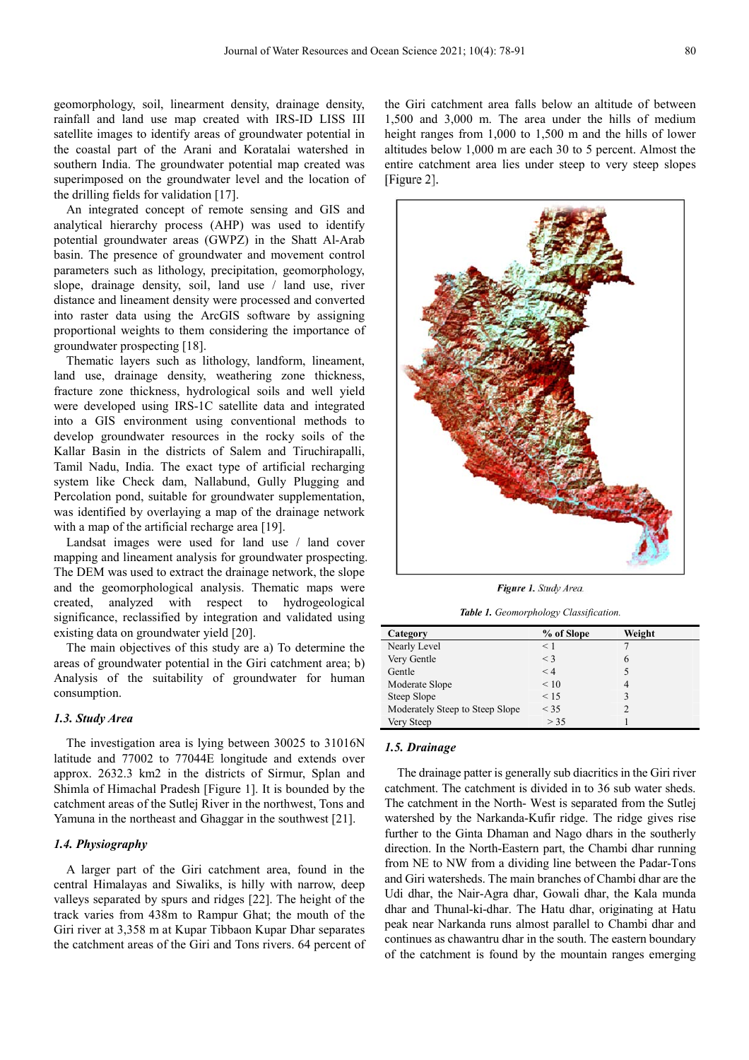geomorphology, soil, linearment density, drainage density, rainfall and land use map created with IRS-ID LISS III satellite images to identify areas of groundwater potential in the coastal part of the Arani and Koratalai watershed in southern India. The groundwater potential map created was superimposed on the groundwater level and the location of the drilling fields for validation [17].

An integrated concept of remote sensing and GIS and analytical hierarchy process (AHP) was used to identify potential groundwater areas (GWPZ) in the Shatt Al-Arab basin. The presence of groundwater and movement control parameters such as lithology, precipitation, geomorphology, slope, drainage density, soil, land use / land use, river distance and lineament density were processed and converted into raster data using the ArcGIS software by assigning proportional weights to them considering the importance of groundwater prospecting [18].

Thematic layers such as lithology, landform, lineament, land use, drainage density, weathering zone thickness, fracture zone thickness, hydrological soils and well yield were developed using IRS-1C satellite data and integrated into a GIS environment using conventional methods to develop groundwater resources in the rocky soils of the Kallar Basin in the districts of Salem and Tiruchirapalli, Tamil Nadu, India. The exact type of artificial recharging system like Check dam, Nallabund, Gully Plugging and Percolation pond, suitable for groundwater supplementation, was identified by overlaying a map of the drainage network with a map of the artificial recharge area [19].

Landsat images were used for land use / land cover mapping and lineament analysis for groundwater prospecting. The DEM was used to extract the drainage network, the slope and the geomorphological analysis. Thematic maps were created, analyzed with respect to hydrogeological significance, reclassified by integration and validated using existing data on groundwater yield [20].

The main objectives of this study are a) To determine the areas of groundwater potential in the Giri catchment area; b) Analysis of the suitability of groundwater for human consumption.

### 1.3. Study Area

The investigation area is lying between 30025 to 31016N latitude and 77002 to 77044E longitude and extends over approx. 2632.3 km2 in the districts of Sirmur, Splan and Shimla of Himachal Pradesh [Figure 1]. It is bounded by the catchment areas of the Sutlej River in the northwest, Tons and Yamuna in the northeast and Ghaggar in the southwest [21].

### 1.4. Physiography

A larger part of the Giri catchment area, found in the central Himalayas and Siwaliks, is hilly with narrow, deep valleys separated by spurs and ridges [22]. The height of the track varies from 438m to Rampur Ghat; the mouth of the Giri river at 3,358 m at Kupar Tibbaon Kupar Dhar separates the catchment areas of the Giri and Tons rivers. 64 percent of the Giri catchment area falls below an altitude of between 1,500 and 3,000 m. The area under the hills of medium height ranges from 1,000 to 1,500 m and the hills of lower altitudes below 1,000 m are each 30 to 5 percent. Almost the entire catchment area lies under steep to very steep slopes [Figure 2].

***Figure 1.*** *Study Area.*

***Table 1.*** *Geomorphology Classification.*

| Category | % of Slope | Weight |
|---|---|---|
| Nearly Level | < 1 | 7 |
| Very Gentle | < 3 | 6 |
| Gentle | < 4 | 5 |
| Moderate Slope | < 10 | 4 |
| Steep Slope | < 15 | 3 |
| Moderately Steep to Steep Slope | < 35 | 2 |
| Very Steep | > 35 | 1 |

### 1.5. Drainage

The drainage patter is generally sub diacritics in the Giri river catchment. The catchment is divided in to 36 sub water sheds. The catchment in the North- West is separated from the Sutlej watershed by the Narkanda-Kufir ridge. The ridge gives rise further to the Ginta Dhaman and Nago dhars in the southerly direction. In the North-Eastern part, the Chambi dhar running from NE to NW from a dividing line between the Padar-Tons and Giri watersheds. The main branches of Chambi dhar are the Udi dhar, the Nair-Agra dhar, Gowali dhar, the Kala munda dhar and Thunal-ki-dhar. The Hatu dhar, originating at Hatu peak near Narkanda runs almost parallel to Chambi dhar and continues as chawantru dhar in the south. The eastern boundary of the catchment is found by the mountain ranges emerging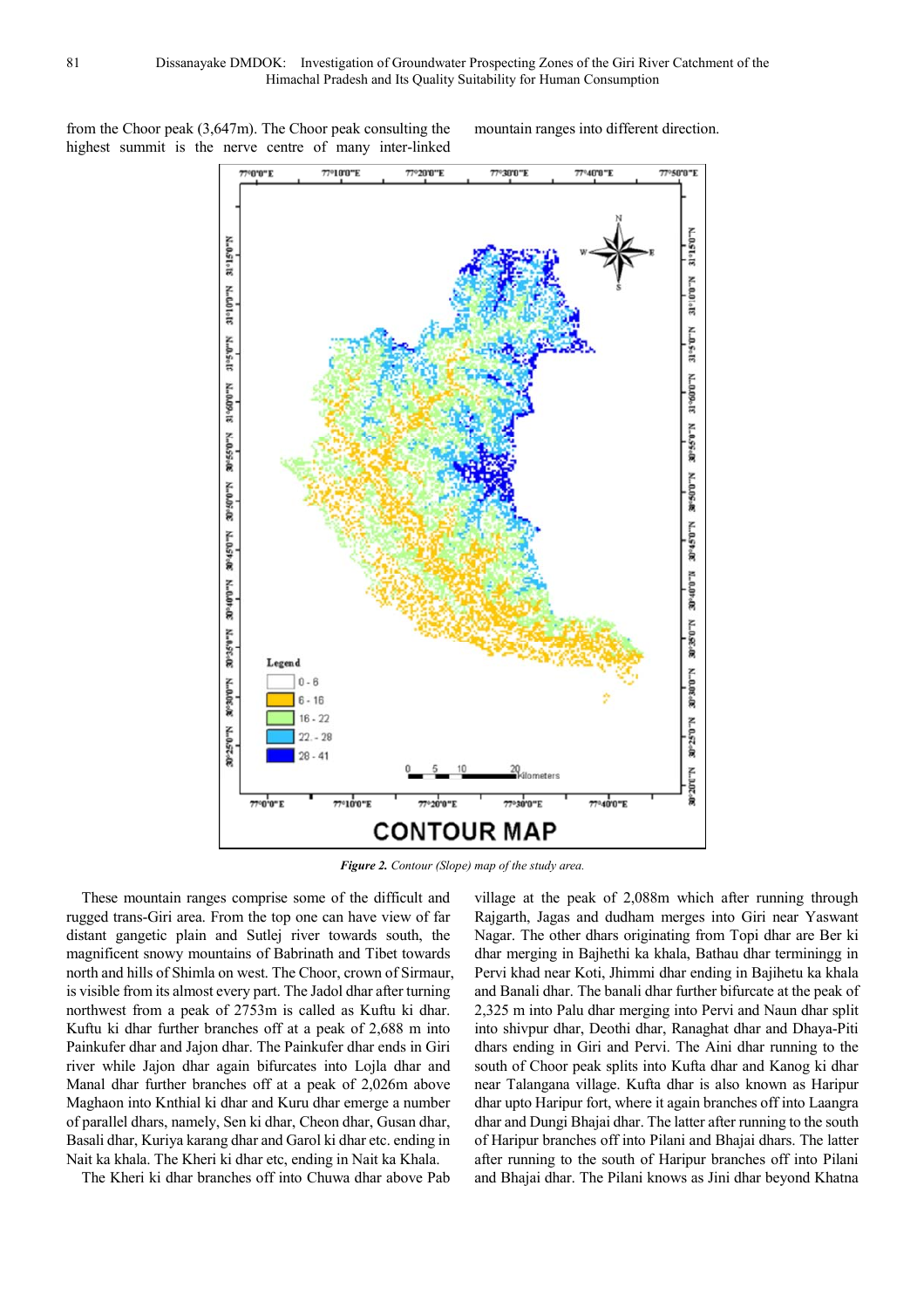from the Choor peak (3,647m). The Choor peak consulting the highest summit is the nerve centre of many inter-linked mountain ranges into different direction.

*Figure 2. Contour (Slope) map of the study area.*

These mountain ranges comprise some of the difficult and rugged trans-Giri area. From the top one can have view of far distant gangetic plain and Sutlej river towards south, the magnificent snowy mountains of Babrinath and Tibet towards north and hills of Shimla on west. The Choor, crown of Sirmaur, is visible from its almost every part. The Jadol dhar after turning northwest from a peak of 2753m is called as Kuftu ki dhar. Kuftu ki dhar further branches off at a peak of 2,688 m into Painkufer dhar and Jajon dhar. The Painkufer dhar ends in Giri river while Jajon dhar again bifurcates into Lojla dhar and Manal dhar further branches off at a peak of 2,026m above Maghaon into Knthial ki dhar and Kuru dhar emerge a number of parallel dhars, namely, Sen ki dhar, Cheon dhar, Gusan dhar, Basali dhar, Kuriya karang dhar and Garol ki dhar etc. ending in Nait ka khala. The Kheri ki dhar etc, ending in Nait ka Khala.

The Kheri ki dhar branches off into Chuwa dhar above Pab village at the peak of 2,088m which after running through Rajgarth, Jagas and dudham merges into Giri near Yaswant Nagar. The other dhars originating from Topi dhar are Ber ki dhar merging in Bajhethi ka khala, Bathau dhar terminingg in Pervi khad near Koti, Jhimmi dhar ending in Bajihetu ka khala and Banali dhar. The banali dhar further bifurcate at the peak of 2,325 m into Palu dhar merging into Pervi and Naun dhar split into shivpur dhar, Deothi dhar, Ranaghat dhar and Dhaya-Piti dhars ending in Giri and Pervi. The Aini dhar running to the south of Choor peak splits into Kufta dhar and Kanog ki dhar near Talangana village. Kufta dhar is also known as Haripur dhar upto Haripur fort, where it again branches off into Laangra dhar and Dungi Bhajai dhar. The latter after running to the south of Haripur branches off into Pilani and Bhajai dhars. The latter after running to the south of Haripur branches off into Pilani and Bhajai dhar. The Pilani knows as Jini dhar beyond Khatna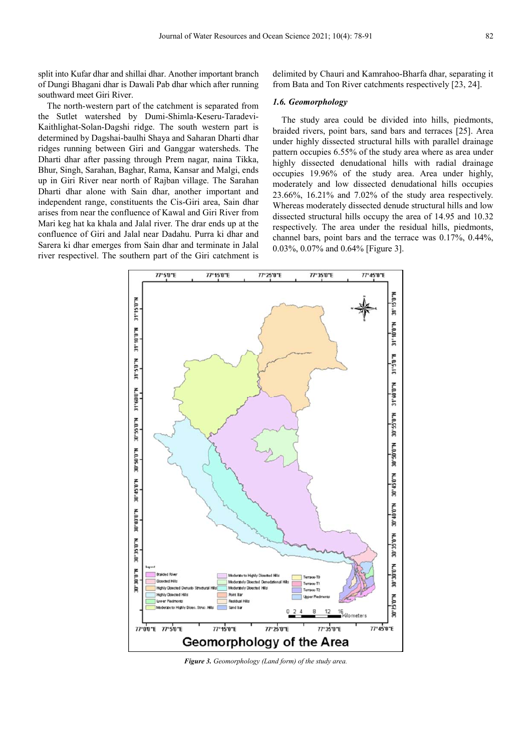split into Kufar dhar and shillai dhar. Another important branch of Dungi Bhagani dhar is Dawali Pab dhar which after running southward meet Giri River.

The north-western part of the catchment is separated from the Sutlet watershed by Dumi-Shimla-Keseru-Taradevi-Kaithlighat-Solan-Dagshi ridge. The south western part is determined by Dagshai-baulhi Shaya and Saharan Dharti dhar ridges running between Giri and Ganggar watersheds. The Dharti dhar after passing through Prem nagar, naina Tikka, Bhur, Singh, Sarahan, Baghar, Rama, Kansar and Malgi, ends up in Giri River near north of Rajban village. The Sarahan Dharti dhar alone with Sain dhar, another important and independent range, constituents the Cis-Giri area, Sain dhar arises from near the confluence of Kawal and Giri River from Mari keg hat ka khala and Jalal river. The drar ends up at the confluence of Giri and Jalal near Dadahu. Purra ki dhar and Sarera ki dhar emerges from Sain dhar and terminate in Jalal river respectivel. The southern part of the Giri catchment is delimited by Chauri and Kamrahoo-Bharfa dhar, separating it from Bata and Ton River catchments respectively [23, 24].

### *1.6. Geomorphology*

The study area could be divided into hills, piedmonts, braided rivers, point bars, sand bars and terraces [25]. Area under highly dissected structural hills with parallel drainage pattern occupies 6.55% of the study area where as area under highly dissected denudational hills with radial drainage occupies 19.96% of the study area. Area under highly, moderately and low dissected denudational hills occupies 23.66%, 16.21% and 7.02% of the study area respectively. Whereas moderately dissected denude structural hills and low dissected structural hills occupy the area of 14.95 and 10.32 respectively. The area under the residual hills, piedmonts, channel bars, point bars and the terrace was 0.17%, 0.44%, 0.03%, 0.07% and 0.64% [Figure 3].

*Figure 3. Geomorphology (Land form) of the study area.*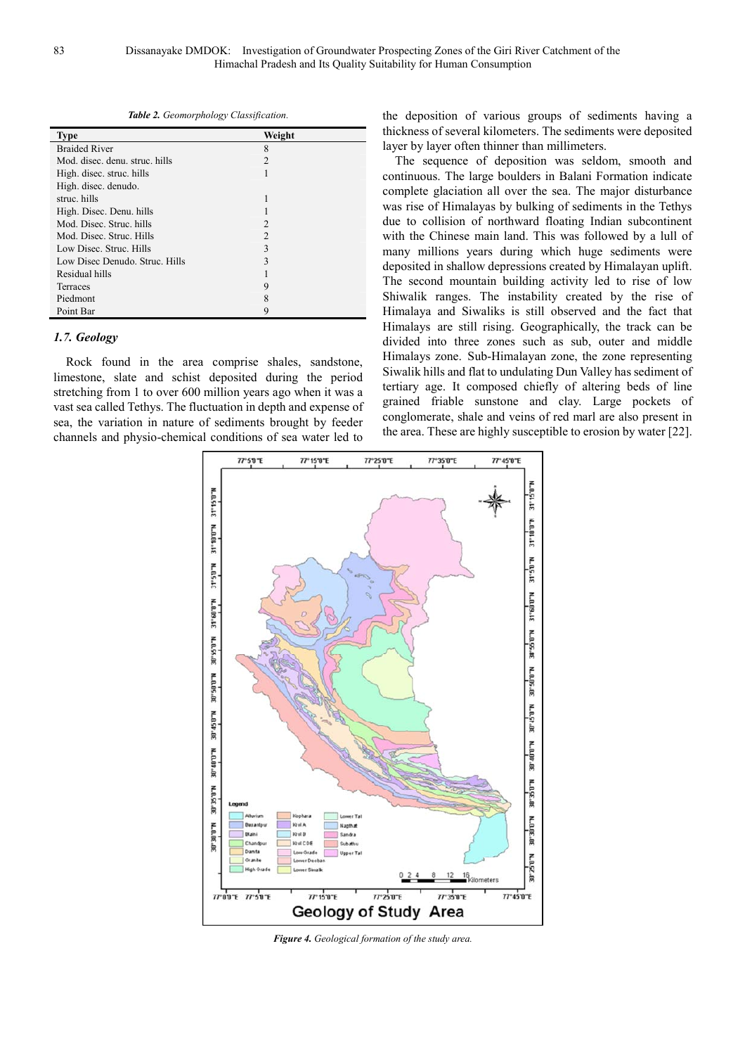*Table 2. Geomorphology Classification.*

| Type | Weight |
|---|---|
| Braided River | 8 |
| Mod. disec. denu. struc. hills | 2 |
| High. disec. struc. hills | 1 |
| High. disec. denudo. struc. hills | 1 |
| High. Disec. Denu. hills | 1 |
| Mod. Disec. Struc. hills | 2 |
| Mod. Disec. Struc. Hills | 2 |
| Low Disec. Struc. Hills | 3 |
| Low Disec Denudo. Struc. Hills | 3 |
| Residual hills | 1 |
| Terraces | 9 |
| Piedmont | 8 |
| Point Bar | 9 |

### *1.7. Geology*

Rock found in the area comprise shales, sandstone, limestone, slate and schist deposited during the period stretching from 1 to over 600 million years ago when it was a vast sea called Tethys. The fluctuation in depth and expense of sea, the variation in nature of sediments brought by feeder channels and physio-chemical conditions of sea water led to the deposition of various groups of sediments having a thickness of several kilometers. The sediments were deposited layer by layer often thinner than millimeters.

The sequence of deposition was seldom, smooth and continuous. The large boulders in Balani Formation indicate complete glaciation all over the sea. The major disturbance was rise of Himalayas by bulking of sediments in the Tethys due to collision of northward floating Indian subcontinent with the Chinese main land. This was followed by a lull of many millions years during which huge sediments were deposited in shallow depressions created by Himalayan uplift. The second mountain building activity led to rise of low Shiwalik ranges. The instability created by the rise of Himalaya and Siwaliks is still observed and the fact that Himalays are still rising. Geographically, the track can be divided into three zones such as sub, outer and middle Himalays zone. Sub-Himalayan zone, the zone representing Siwalik hills and flat to undulating Dun Valley has sediment of tertiary age. It composed chiefly of altering beds of line grained friable sunstone and clay. Large pockets of conglomerate, shale and veins of red marl are also present in the area. These are highly susceptible to erosion by water [22].

*Figure 4. Geological formation of the study area.*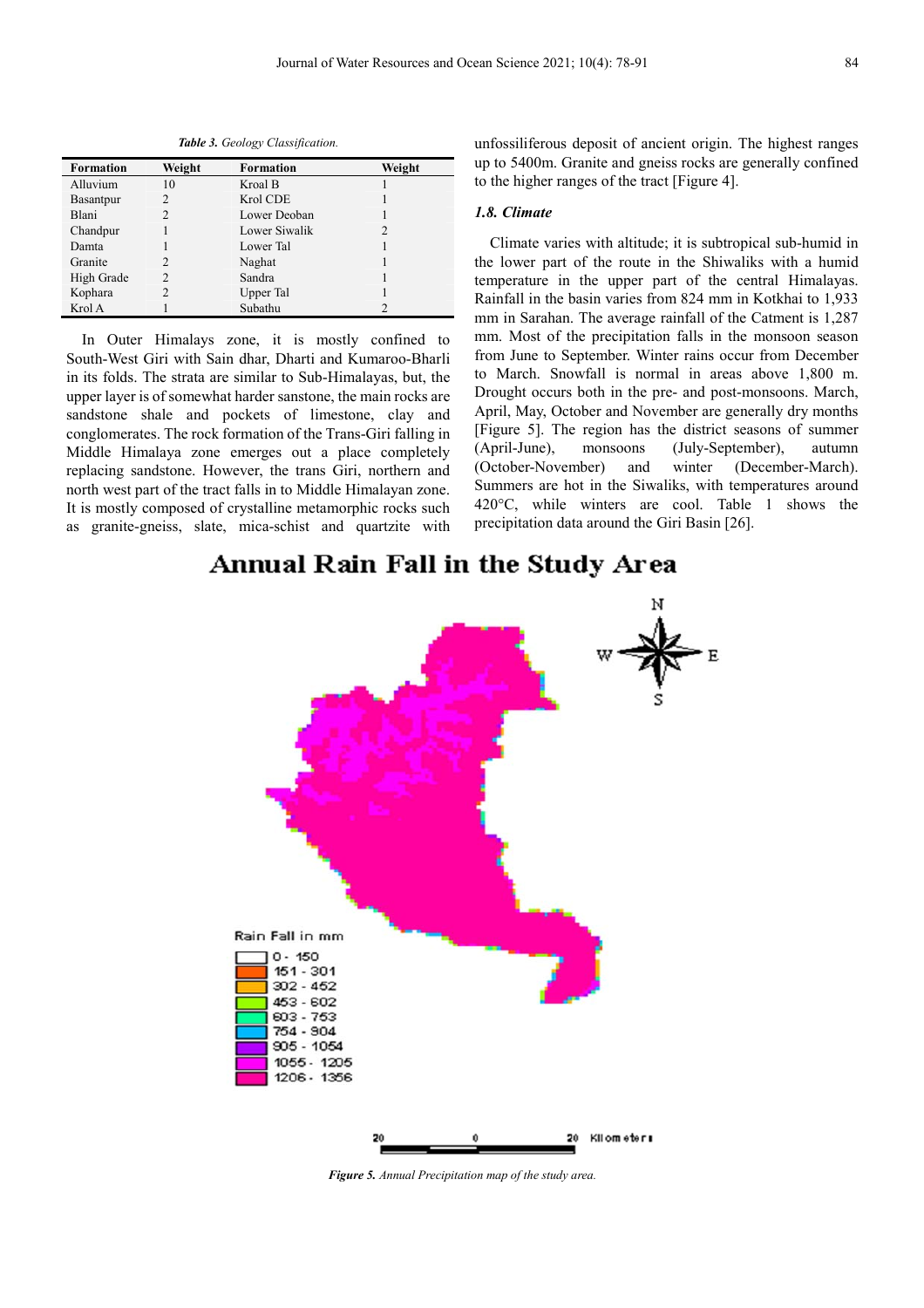*Table 3. Geology Classification.*

| Formation | Weight | Formation | Weight |
|---|---|---|---|
| Alluvium | 10 | Kroal B | 1 |
| Basantpur | 2 | Krol CDE | 1 |
| Blani | 2 | Lower Deoban | 1 |
| Chandpur | 1 | Lower Siwalik | 2 |
| Damta | 1 | Lower Tal | 1 |
| Granite | 2 | Naghat | 1 |
| High Grade | 2 | Sandra | 1 |
| Kophara | 2 | Upper Tal | 1 |
| Krol A | 1 | Subathu | 2 |

In Outer Himalays zone, it is mostly confined to South-West Giri with Sain dhar, Dharti and Kumaroo-Bharli in its folds. The strata are similar to Sub-Himalayas, but, the upper layer is of somewhat harder sanstone, the main rocks are sandstone shale and pockets of limestone, clay and conglomerates. The rock formation of the Trans-Giri falling in Middle Himalaya zone emerges out a place completely replacing sandstone. However, the trans Giri, northern and north west part of the tract falls in to Middle Himalayan zone. It is mostly composed of crystalline metamorphic rocks such as granite-gneiss, slate, mica-schist and quartzite with unfossiliferous deposit of ancient origin. The highest ranges up to 5400m. Granite and gneiss rocks are generally confined to the higher ranges of the tract [Figure 4].

### 1.8. Climate

Climate varies with altitude; it is subtropical sub-humid in the lower part of the route in the Shiwaliks with a humid temperature in the upper part of the central Himalayas. Rainfall in the basin varies from 824 mm in Kotkhai to 1,933 mm in Sarahan. The average rainfall of the Catment is 1,287 mm. Most of the precipitation falls in the monsoon season from June to September. Winter rains occur from December to March. Snowfall is normal in areas above 1,800 m. Drought occurs both in the pre- and post-monsoons. March, April, May, October and November are generally dry months [Figure 5]. The region has the district seasons of summer (April-June), monsoons (July-September), autumn (October-November) and winter (December-March). Summers are hot in the Siwaliks, with temperatures around 420°C, while winters are cool. Table 1 shows the precipitation data around the Giri Basin [26].

*Figure 5. Annual Precipitation map of the study area.*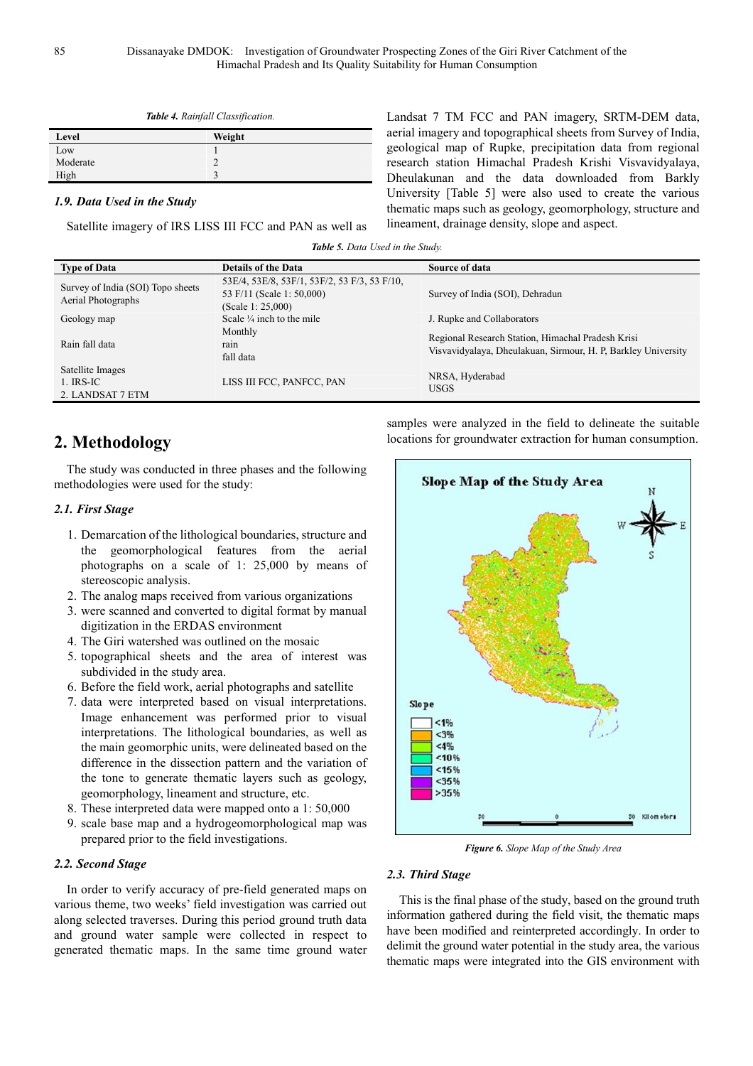*Table 4. Rainfall Classification.*

| Level | Weight |
|---|---|
| Low | 1 |
| Moderate | 2 |
| High | 3 |

### 1.9. Data Used in the Study

Satellite imagery of IRS LISS III FCC and PAN as well as Landsat 7 TM FCC and PAN imagery, SRTM-DEM data, aerial imagery and topographical sheets from Survey of India, geological map of Rupke, precipitation data from regional research station Himachal Pradesh Krishi Visvavidyalaya, Dheulakunan and the data downloaded from Barkly University [Table 5] were also used to create the various thematic maps such as geology, geomorphology, structure and lineament, drainage density, slope and aspect.

*Table 5. Data Used in the Study.*

| Type of Data | Details of the Data | Source of data |
|---|---|---|
| Survey of India (SOI) Topo sheets Aerial Photographs | 53E/4, 53E/8, 53F/1, 53F/2, 53 F/3, 53 F/10, 53 F/11 (Scale 1: 50,000) (Scale 1: 25,000) | Survey of India (SOI), Dehradun |
| Geology map | Scale ¼ inch to the mile | J. Rupke and Collaborators |
| Rain fall data | Monthly rain fall data | Regional Research Station, Himachal Pradesh Krisi Visvavidyalaya, Dheulakuan, Sirmour, H. P, Barkley University |
| Satellite Images 1. IRS-IC 2. LANDSAT 7 ETM | LISS III FCC, PANFCC, PAN | NRSA, Hyderabad USGS |

## 2. Methodology

The study was conducted in three phases and the following methodologies were used for the study:

### 2.1. First Stage

1. Demarcation of the lithological boundaries, structure and the geomorphological features from the aerial photographs on a scale of 1: 25,000 by means of stereoscopic analysis.
2. The analog maps received from various organizations
3. were scanned and converted to digital format by manual digitization in the ERDAS environment
4. The Giri watershed was outlined on the mosaic
5. topographical sheets and the area of interest was subdivided in the study area.
6. Before the field work, aerial photographs and satellite
7. data were interpreted based on visual interpretations. Image enhancement was performed prior to visual interpretations. The lithological boundaries, as well as the main geomorphic units, were delineated based on the difference in the dissection pattern and the variation of the tone to generate thematic layers such as geology, geomorphology, lineament and structure, etc.
8. These interpreted data were mapped onto a 1: 50,000
9. scale base map and a hydrogeomorphological map was prepared prior to the field investigations.

### 2.2. Second Stage

In order to verify accuracy of pre-field generated maps on various theme, two weeks' field investigation was carried out along selected traverses. During this period ground truth data and ground water sample were collected in respect to generated thematic maps. In the same time ground water samples were analyzed in the field to delineate the suitable locations for groundwater extraction for human consumption.

*Figure 6. Slope Map of the Study Area*

### 2.3. Third Stage

This is the final phase of the study, based on the ground truth information gathered during the field visit, the thematic maps have been modified and reinterpreted accordingly. In order to delimit the ground water potential in the study area, the various thematic maps were integrated into the GIS environment with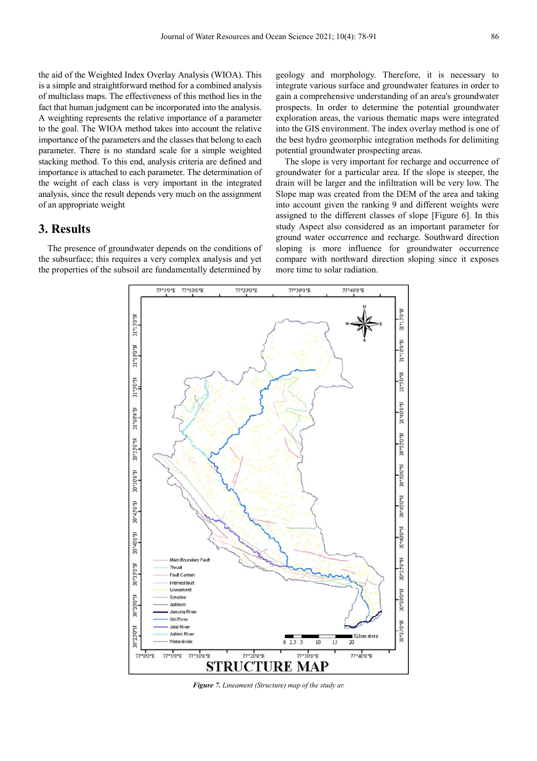the aid of the Weighted Index Overlay Analysis (WIOA). This is a simple and straightforward method for a combined analysis of multiclass maps. The effectiveness of this method lies in the fact that human judgment can be incorporated into the analysis. A weighting represents the relative importance of a parameter to the goal. The WIOA method takes into account the relative importance of the parameters and the classes that belong to each parameter. There is no standard scale for a simple weighted stacking method. To this end, analysis criteria are defined and importance is attached to each parameter. The determination of the weight of each class is very important in the integrated analysis, since the result depends very much on the assignment of an appropriate weight

## 3. Results

The presence of groundwater depends on the conditions of the subsurface; this requires a very complex analysis and yet the properties of the subsoil are fundamentally determined by geology and morphology. Therefore, it is necessary to integrate various surface and groundwater features in order to gain a comprehensive understanding of an area's groundwater prospects. In order to determine the potential groundwater exploration areas, the various thematic maps were integrated into the GIS environment. The index overlay method is one of the best hydro geomorphic integration methods for delimiting potential groundwater prospecting areas.

The slope is very important for recharge and occurrence of groundwater for a particular area. If the slope is steeper, the drain will be larger and the infiltration will be very low. The Slope map was created from the DEM of the area and taking into account given the ranking 9 and different weights were assigned to the different classes of slope [Figure 6]. In this study Aspect also considered as an important parameter for ground water occurrence and recharge. Southward direction sloping is more influence for groundwater occurrence compare with northward direction sloping since it exposes more time to solar radiation.

***Figure 7.*** *Lineament (Structure) map of the study ar.*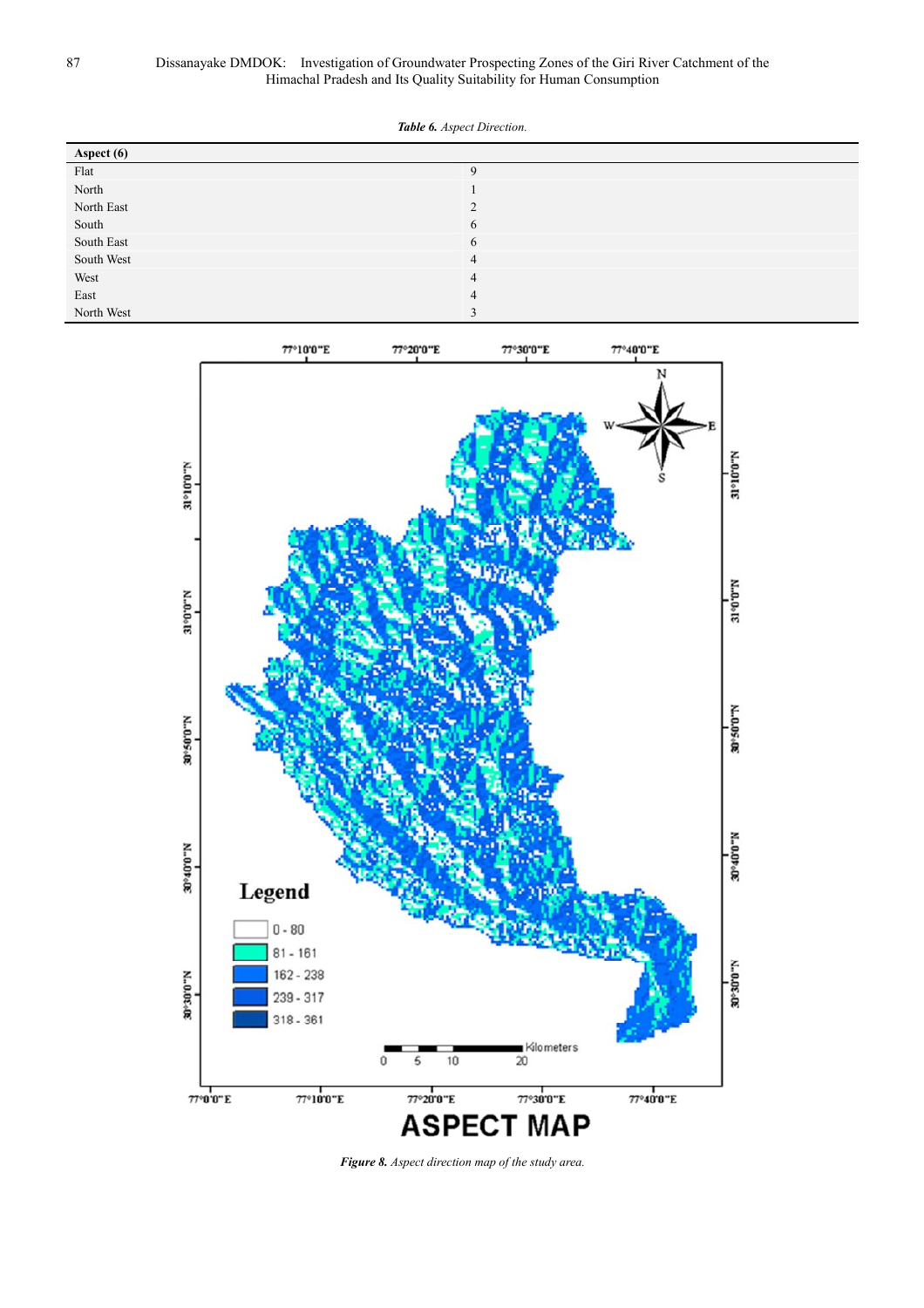*Table 6. Aspect Direction.*

| Aspect (6) | |
|---|---|
| Flat | 9 |
| North | 1 |
| North East | 2 |
| South | 6 |
| South East | 6 |
| South West | 4 |
| West | 4 |
| East | 4 |
| North West | 3 |

***Figure 8.*** *Aspect direction map of the study area.*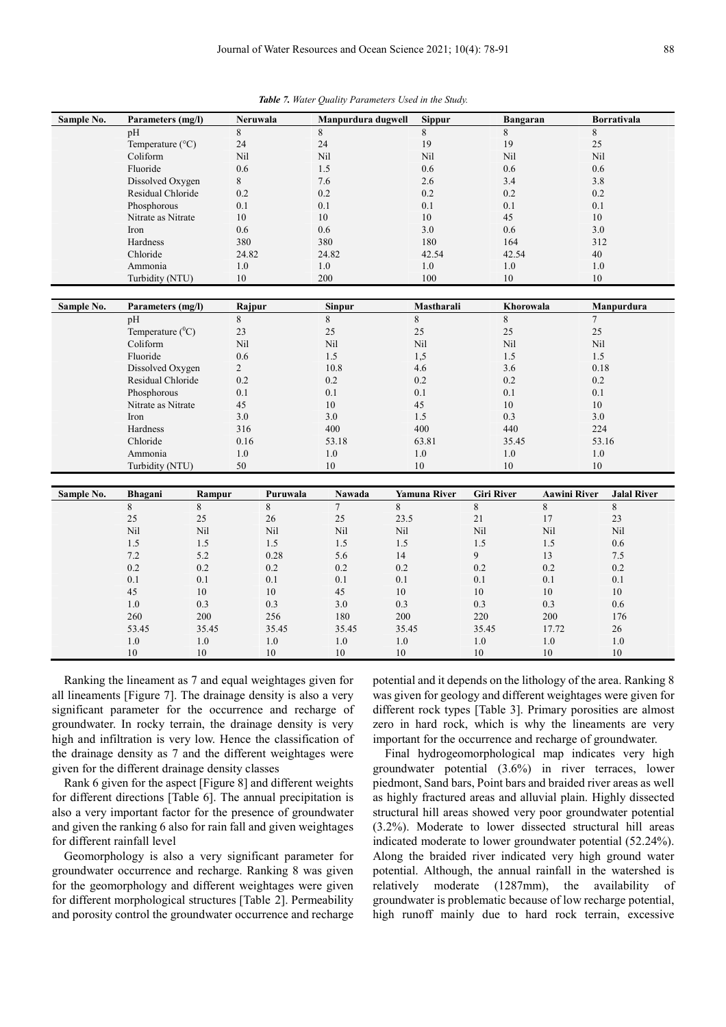*Table 7. Water Quality Parameters Used in the Study.*

| Sample No. | Parameters (mg/l) | Neruwala | Manpurdura dugwell | Sippur | Bangaran | Borrativala |
|---|---|---|---|---|---|---|
| | pH | 8 | 8 | 8 | 8 | 8 |
| | Temperature (°C) | 24 | 24 | 19 | 19 | 25 |
| | Coliform | Nil | Nil | Nil | Nil | Nil |
| | Fluoride | 0.6 | 1.5 | 0.6 | 0.6 | 0.6 |
| | Dissolved Oxygen | 8 | 7.6 | 2.6 | 3.4 | 3.8 |
| | Residual Chloride | 0.2 | 0.2 | 0.2 | 0.2 | 0.2 |
| | Phosphorous | 0.1 | 0.1 | 0.1 | 0.1 | 0.1 |
| | Nitrate as Nitrate | 10 | 10 | 10 | 45 | 10 |
| | Iron | 0.6 | 0.6 | 3.0 | 0.6 | 3.0 |
| | Hardness | 380 | 380 | 180 | 164 | 312 |
| | Chloride | 24.82 | 24.82 | 42.54 | 42.54 | 40 |
| | Ammonia | 1.0 | 1.0 | 1.0 | 1.0 | 1.0 |
| | Turbidity (NTU) | 10 | 200 | 100 | 10 | 10 |

| Sample No. | Parameters (mg/l) | Rajpur | Sinpur | Mastharali | Khorowala | Manpurdura |
|---|---|---|---|---|---|---|
| | pH | 8 | 8 | 8 | 8 | 7 |
| | Temperature ($^0$C) | 23 | 25 | 25 | 25 | 25 |
| | Coliform | Nil | Nil | Nil | Nil | Nil |
| | Fluoride | 0.6 | 1.5 | 1,5 | 1.5 | 1.5 |
| | Dissolved Oxygen | 2 | 10.8 | 4.6 | 3.6 | 0.18 |
| | Residual Chloride | 0.2 | 0.2 | 0.2 | 0.2 | 0.2 |
| | Phosphorous | 0.1 | 0.1 | 0.1 | 0.1 | 0.1 |
| | Nitrate as Nitrate | 45 | 10 | 45 | 10 | 10 |
| | Iron | 3.0 | 3.0 | 1.5 | 0.3 | 3.0 |
| | Hardness | 316 | 400 | 400 | 440 | 224 |
| | Chloride | 0.16 | 53.18 | 63.81 | 35.45 | 53.16 |
| | Ammonia | 1.0 | 1.0 | 1.0 | 1.0 | 1.0 |
| | Turbidity (NTU) | 50 | 10 | 10 | 10 | 10 |

| Sample No. | Bhagani | Rampur | Puruwala | Nawada | Yamuna River | Giri River | Aawini River | Jalal River |
|---|---|---|---|---|---|---|---|---|
| | 8 | 8 | 8 | 7 | 8 | 8 | 8 | 8 |
| | 25 | 25 | 26 | 25 | 23.5 | 21 | 17 | 23 |
| | Nil | Nil | Nil | Nil | Nil | Nil | Nil | Nil |
| | 1.5 | 1.5 | 1.5 | 1.5 | 1.5 | 1.5 | 1.5 | 0.6 |
| | 7.2 | 5.2 | 0.28 | 5.6 | 14 | 9 | 13 | 7.5 |
| | 0.2 | 0.2 | 0.2 | 0.2 | 0.2 | 0.2 | 0.2 | 0.2 |
| | 0.1 | 0.1 | 0.1 | 0.1 | 0.1 | 0.1 | 0.1 | 0.1 |
| | 45 | 10 | 10 | 45 | 10 | 10 | 10 | 10 |
| | 1.0 | 0.3 | 0.3 | 3.0 | 0.3 | 0.3 | 0.3 | 0.6 |
| | 260 | 200 | 256 | 180 | 200 | 220 | 200 | 176 |
| | 53.45 | 35.45 | 35.45 | 35.45 | 35.45 | 35.45 | 17.72 | 26 |
| | 1.0 | 1.0 | 1.0 | 1.0 | 1.0 | 1.0 | 1.0 | 1.0 |
| | 10 | 10 | 10 | 10 | 10 | 10 | 10 | 10 |

Ranking the lineament as 7 and equal weightages given for all lineaments [Figure 7]. The drainage density is also a very significant parameter for the occurrence and recharge of groundwater. In rocky terrain, the drainage density is very high and infiltration is very low. Hence the classification of the drainage density as 7 and the different weightages were given for the different drainage density classes

Rank 6 given for the aspect [Figure 8] and different weights for different directions [Table 6]. The annual precipitation is also a very important factor for the presence of groundwater and given the ranking 6 also for rain fall and given weightages for different rainfall level

Geomorphology is also a very significant parameter for groundwater occurrence and recharge. Ranking 8 was given for the geomorphology and different weightages were given for different morphological structures [Table 2]. Permeability and porosity control the groundwater occurrence and recharge potential and it depends on the lithology of the area. Ranking 8 was given for geology and different weightages were given for different rock types [Table 3]. Primary porosities are almost zero in hard rock, which is why the lineaments are very important for the occurrence and recharge of groundwater.

Final hydrogeomorphological map indicates very high groundwater potential (3.6%) in river terraces, lower piedmont, Sand bars, Point bars and braided river areas as well as highly fractured areas and alluvial plain. Highly dissected structural hill areas showed very poor groundwater potential (3.2%). Moderate to lower dissected structural hill areas indicated moderate to lower groundwater potential (52.24%). Along the braided river indicated very high ground water potential. Although, the annual rainfall in the watershed is relatively moderate (1287mm), the availability of groundwater is problematic because of low recharge potential, high runoff mainly due to hard rock terrain, excessive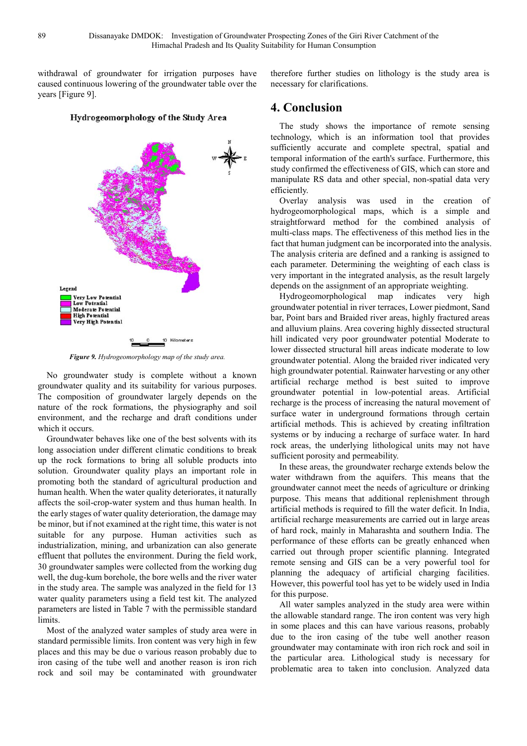withdrawal of groundwater for irrigation purposes have caused continuous lowering of the groundwater table over the years [Figure 9].

**Figure 9.** *Hydrogeomorphology map of the study area.*

No groundwater study is complete without a known groundwater quality and its suitability for various purposes. The composition of groundwater largely depends on the nature of the rock formations, the physiography and soil environment, and the recharge and draft conditions under which it occurs.

Groundwater behaves like one of the best solvents with its long association under different climatic conditions to break up the rock formations to bring all soluble products into solution. Groundwater quality plays an important role in promoting both the standard of agricultural production and human health. When the water quality deteriorates, it naturally affects the soil-crop-water system and thus human health. In the early stages of water quality deterioration, the damage may be minor, but if not examined at the right time, this water is not suitable for any purpose. Human activities such as industrialization, mining, and urbanization can also generate effluent that pollutes the environment. During the field work, 30 groundwater samples were collected from the working dug well, the dug-kum borehole, the bore wells and the river water in the study area. The sample was analyzed in the field for 13 water quality parameters using a field test kit. The analyzed parameters are listed in Table 7 with the permissible standard limits.

Most of the analyzed water samples of study area were in standard permissible limits. Iron content was very high in few places and this may be due o various reason probably due to iron casing of the tube well and another reason is iron rich rock and soil may be contaminated with groundwater therefore further studies on lithology is the study area is necessary for clarifications.

# 4. Conclusion

The study shows the importance of remote sensing technology, which is an information tool that provides sufficiently accurate and complete spectral, spatial and temporal information of the earth's surface. Furthermore, this study confirmed the effectiveness of GIS, which can store and manipulate RS data and other special, non-spatial data very efficiently.

Overlay analysis was used in the creation of hydrogeomorphological maps, which is a simple and straightforward method for the combined analysis of multi-class maps. The effectiveness of this method lies in the fact that human judgment can be incorporated into the analysis. The analysis criteria are defined and a ranking is assigned to each parameter. Determining the weighting of each class is very important in the integrated analysis, as the result largely depends on the assignment of an appropriate weighting.

Hydrogeomorphological map indicates very high groundwater potential in river terraces, Lower piedmont, Sand bar, Point bars and Braided river areas, highly fractured areas and alluvium plains. Area covering highly dissected structural hill indicated very poor groundwater potential Moderate to lower dissected structural hill areas indicate moderate to low groundwater potential. Along the braided river indicated very high groundwater potential. Rainwater harvesting or any other artificial recharge method is best suited to improve groundwater potential in low-potential areas. Artificial recharge is the process of increasing the natural movement of surface water in underground formations through certain artificial methods. This is achieved by creating infiltration systems or by inducing a recharge of surface water. In hard rock areas, the underlying lithological units may not have sufficient porosity and permeability.

In these areas, the groundwater recharge extends below the water withdrawn from the aquifers. This means that the groundwater cannot meet the needs of agriculture or drinking purpose. This means that additional replenishment through artificial methods is required to fill the water deficit. In India, artificial recharge measurements are carried out in large areas of hard rock, mainly in Maharashta and southern India. The performance of these efforts can be greatly enhanced when carried out through proper scientific planning. Integrated remote sensing and GIS can be a very powerful tool for planning the adequacy of artificial charging facilities. However, this powerful tool has yet to be widely used in India for this purpose.

All water samples analyzed in the study area were within the allowable standard range. The iron content was very high in some places and this can have various reasons, probably due to the iron casing of the tube well another reason groundwater may contaminate with iron rich rock and soil in the particular area. Lithological study is necessary for problematic area to taken into conclusion. Analyzed data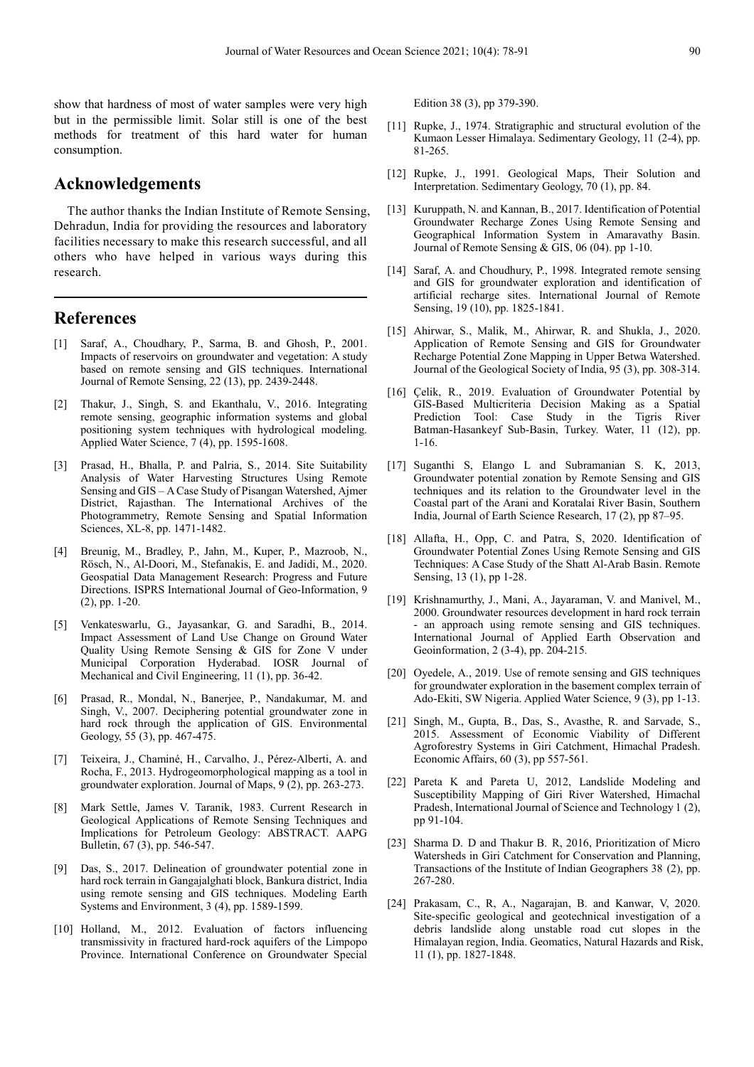show that hardness of most of water samples were very high but in the permissible limit. Solar still is one of the best methods for treatment of this hard water for human consumption.

## Acknowledgements

The author thanks the Indian Institute of Remote Sensing, Dehradun, India for providing the resources and laboratory facilities necessary to make this research successful, and all others who have helped in various ways during this research.

## References

[1] Saraf, A., Choudhary, P., Sarma, B. and Ghosh, P., 2001. Impacts of reservoirs on groundwater and vegetation: A study based on remote sensing and GIS techniques. International Journal of Remote Sensing, 22 (13), pp. 2439-2448.

[2] Thakur, J., Singh, S. and Ekanthalu, V., 2016. Integrating remote sensing, geographic information systems and global positioning system techniques with hydrological modeling. Applied Water Science, 7 (4), pp. 1595-1608.

[3] Prasad, H., Bhalla, P. and Palria, S., 2014. Site Suitability Analysis of Water Harvesting Structures Using Remote Sensing and GIS – A Case Study of Pisangan Watershed, Ajmer District, Rajasthan. The International Archives of the Photogrammetry, Remote Sensing and Spatial Information Sciences, XL-8, pp. 1471-1482.

[4] Breunig, M., Bradley, P., Jahn, M., Kuper, P., Mazroob, N., Rösch, N., Al-Doori, M., Stefanakis, E. and Jadidi, M., 2020. Geospatial Data Management Research: Progress and Future Directions. ISPRS International Journal of Geo-Information, 9 (2), pp. 1-20.

[5] Venkateswarlu, G., Jayasankar, G. and Saradhi, B., 2014. Impact Assessment of Land Use Change on Ground Water Quality Using Remote Sensing & GIS for Zone V under Municipal Corporation Hyderabad. IOSR Journal of Mechanical and Civil Engineering, 11 (1), pp. 36-42.

[6] Prasad, R., Mondal, N., Banerjee, P., Nandakumar, M. and Singh, V., 2007. Deciphering potential groundwater zone in hard rock through the application of GIS. Environmental Geology, 55 (3), pp. 467-475.

[7] Teixeira, J., Chaminé, H., Carvalho, J., Pérez-Alberti, A. and Rocha, F., 2013. Hydrogeomorphological mapping as a tool in groundwater exploration. Journal of Maps, 9 (2), pp. 263-273.

[8] Mark Settle, James V. Taranik, 1983. Current Research in Geological Applications of Remote Sensing Techniques and Implications for Petroleum Geology: ABSTRACT. AAPG Bulletin, 67 (3), pp. 546-547.

[9] Das, S., 2017. Delineation of groundwater potential zone in hard rock terrain in Gangajalghati block, Bankura district, India using remote sensing and GIS techniques. Modeling Earth Systems and Environment, 3 (4), pp. 1589-1599.

[10] Holland, M., 2012. Evaluation of factors influencing transmissivity in fractured hard-rock aquifers of the Limpopo Province. International Conference on Groundwater Special Edition 38 (3), pp 379-390.

[11] Rupke, J., 1974. Stratigraphic and structural evolution of the Kumaon Lesser Himalaya. Sedimentary Geology, 11 (2-4), pp. 81-265.

[12] Rupke, J., 1991. Geological Maps, Their Solution and Interpretation. Sedimentary Geology, 70 (1), pp. 84.

[13] Kuruppath, N. and Kannan, B., 2017. Identification of Potential Groundwater Recharge Zones Using Remote Sensing and Geographical Information System in Amaravathy Basin. Journal of Remote Sensing & GIS, 06 (04). pp 1-10.

[14] Saraf, A. and Choudhury, P., 1998. Integrated remote sensing and GIS for groundwater exploration and identification of artificial recharge sites. International Journal of Remote Sensing, 19 (10), pp. 1825-1841.

[15] Ahirwar, S., Malik, M., Ahirwar, R. and Shukla, J., 2020. Application of Remote Sensing and GIS for Groundwater Recharge Potential Zone Mapping in Upper Betwa Watershed. Journal of the Geological Society of India, 95 (3), pp. 308-314.

[16] Çelik, R., 2019. Evaluation of Groundwater Potential by GIS-Based Multicriteria Decision Making as a Spatial Prediction Tool: Case Study in the Tigris River Batman-Hasankeyf Sub-Basin, Turkey. Water, 11 (12), pp. 1-16.

[17] Suganthi S, Elango L and Subramanian S. K, 2013, Groundwater potential zonation by Remote Sensing and GIS techniques and its relation to the Groundwater level in the Coastal part of the Arani and Koratalai River Basin, Southern India, Journal of Earth Science Research, 17 (2), pp 87–95.

[18] Allafta, H., Opp, C. and Patra, S, 2020. Identification of Groundwater Potential Zones Using Remote Sensing and GIS Techniques: A Case Study of the Shatt Al-Arab Basin. Remote Sensing, 13 (1), pp 1-28.

[19] Krishnamurthy, J., Mani, A., Jayaraman, V. and Manivel, M., 2000. Groundwater resources development in hard rock terrain - an approach using remote sensing and GIS techniques. International Journal of Applied Earth Observation and Geoinformation, 2 (3-4), pp. 204-215.

[20] Oyedele, A., 2019. Use of remote sensing and GIS techniques for groundwater exploration in the basement complex terrain of Ado-Ekiti, SW Nigeria. Applied Water Science, 9 (3), pp 1-13.

[21] Singh, M., Gupta, B., Das, S., Avasthe, R. and Sarvade, S., 2015. Assessment of Economic Viability of Different Agroforestry Systems in Giri Catchment, Himachal Pradesh. Economic Affairs, 60 (3), pp 557-561.

[22] Pareta K and Pareta U, 2012, Landslide Modeling and Susceptibility Mapping of Giri River Watershed, Himachal Pradesh, International Journal of Science and Technology 1 (2), pp 91-104.

[23] Sharma D. D and Thakur B. R, 2016, Prioritization of Micro Watersheds in Giri Catchment for Conservation and Planning, Transactions of the Institute of Indian Geographers 38 (2), pp. 267-280.

[24] Prakasam, C., R, A., Nagarajan, B. and Kanwar, V, 2020. Site-specific geological and geotechnical investigation of a debris landslide along unstable road cut slopes in the Himalayan region, India. Geomatics, Natural Hazards and Risk, 11 (1), pp. 1827-1848.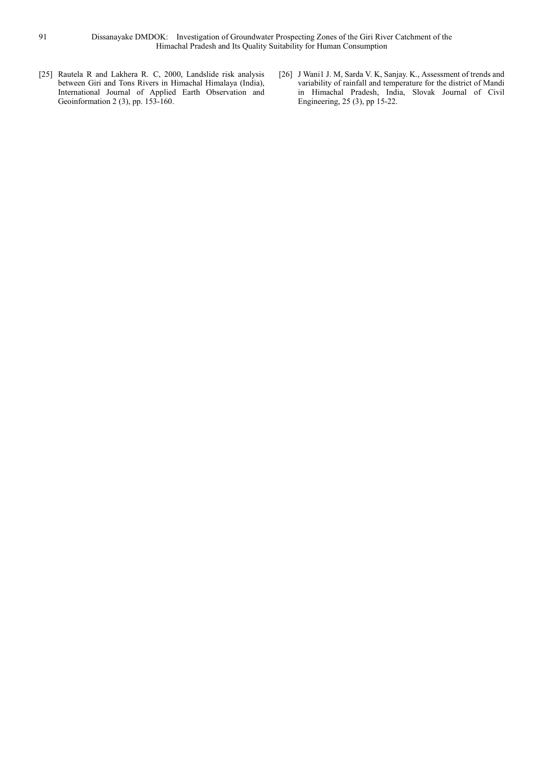[25] Rautela R and Lakhera R. C, 2000, Landslide risk analysis between Giri and Tons Rivers in Himachal Himalaya (India), International Journal of Applied Earth Observation and Geoinformation 2 (3), pp. 153-160.

[26] J Wani1 J. M, Sarda V. K, Sanjay. K., Assessment of trends and variability of rainfall and temperature for the district of Mandi in Himachal Pradesh, India, Slovak Journal of Civil Engineering, 25 (3), pp 15-22.